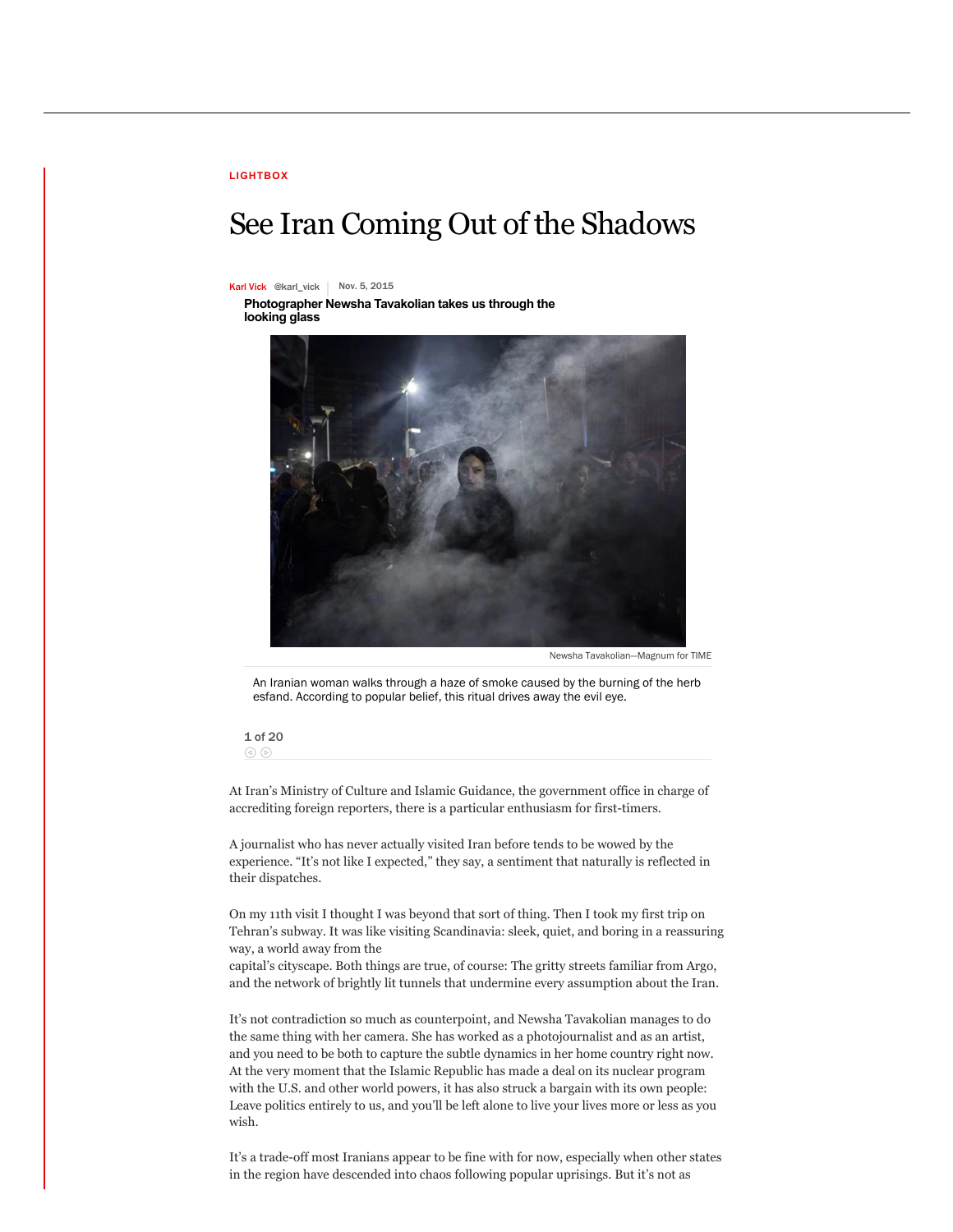LIGHTBOX

# See Iran Coming Out of the Shadows

Karl Vick @karl_vick | Nov. 5, 2015

**Photographer Newsha Tavakolian takes us through the looking glass**

Newsha Tavakolian—Magnum for TIME

An Iranian woman walks through a haze of smoke caused by the burning of the herb esfand. According to popular belief, this ritual drives away the evil eye.

1 of 20

At Iran's Ministry of Culture and Islamic Guidance, the government office in charge of accrediting foreign reporters, there is a particular enthusiasm for first-timers.

A journalist who has never actually visited Iran before tends to be wowed by the experience. "It's not like I expected," they say, a sentiment that naturally is reflected in their dispatches.

On my 11th visit I thought I was beyond that sort of thing. Then I took my first trip on Tehran's subway. It was like visiting Scandinavia: sleek, quiet, and boring in a reassuring way, a world away from the capital's cityscape. Both things are true, of course: The gritty streets familiar from Argo, and the network of brightly lit tunnels that undermine every assumption about the Iran.

It's not contradiction so much as counterpoint, and Newsha Tavakolian manages to do the same thing with her camera. She has worked as a photojournalist and as an artist, and you need to be both to capture the subtle dynamics in her home country right now. At the very moment that the Islamic Republic has made a deal on its nuclear program with the U.S. and other world powers, it has also struck a bargain with its own people: Leave politics entirely to us, and you'll be left alone to live your lives more or less as you wish.

It's a trade-off most Iranians appear to be fine with for now, especially when other states in the region have descended into chaos following popular uprisings. But it's not as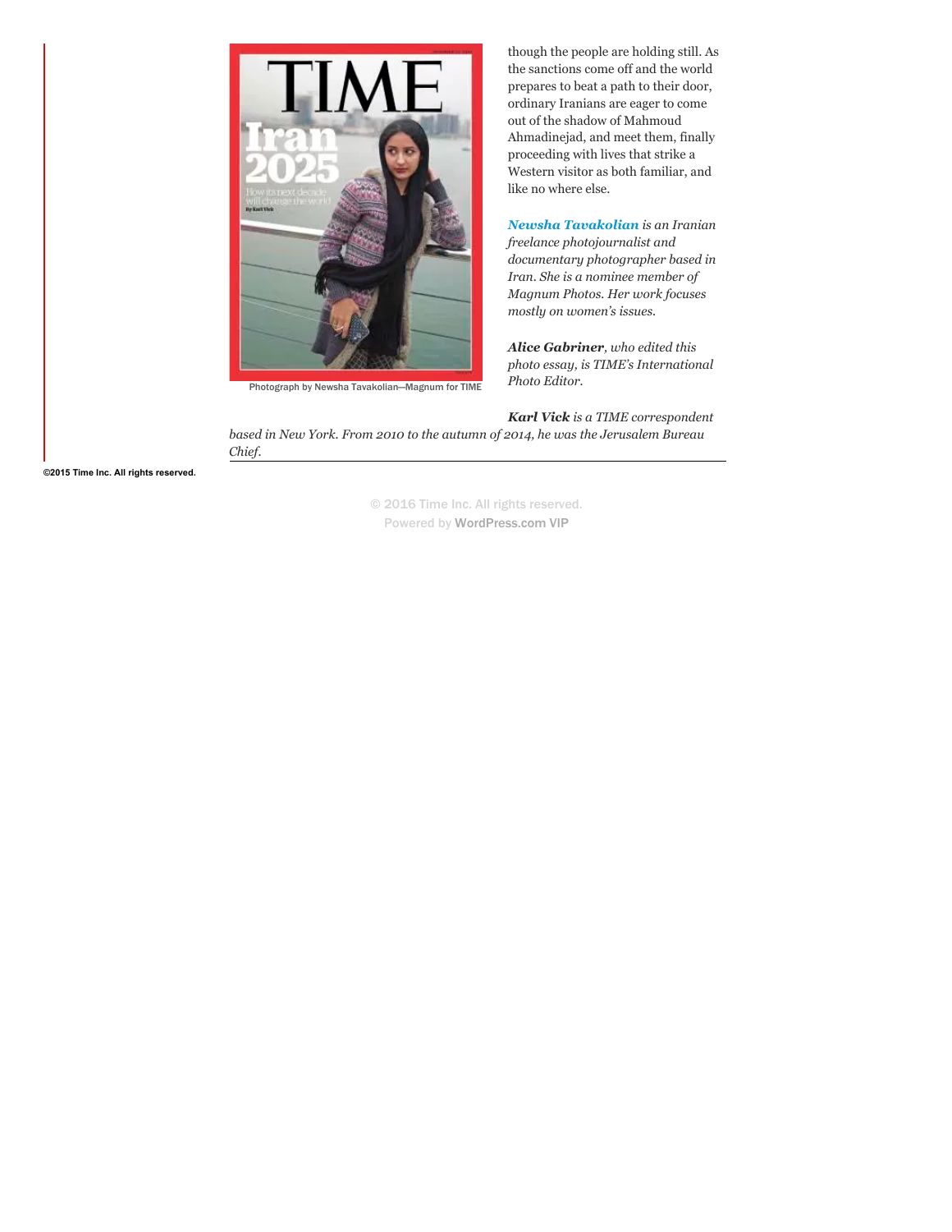Photograph by Newsha Tavakolian—Magnum for TIME

though the people are holding still. As the sanctions come off and the world prepares to beat a path to their door, ordinary Iranians are eager to come out of the shadow of Mahmoud Ahmadinejad, and meet them, finally proceeding with lives that strike a Western visitor as both familiar, and like no where else.

***Newsha Tavakolian** is an Iranian freelance photojournalist and documentary photographer based in Iran. She is a nominee member of Magnum Photos. Her work focuses mostly on women's issues.*

***Alice Gabriner**, who edited this photo essay, is TIME's International Photo Editor.*

***Karl Vick** is a TIME correspondent based in New York. From 2010 to the autumn of 2014, he was the Jerusalem Bureau Chief.*

©2015 Time Inc. All rights reserved.

© 2016 Time Inc. All rights reserved.
Powered by WordPress.com VIP